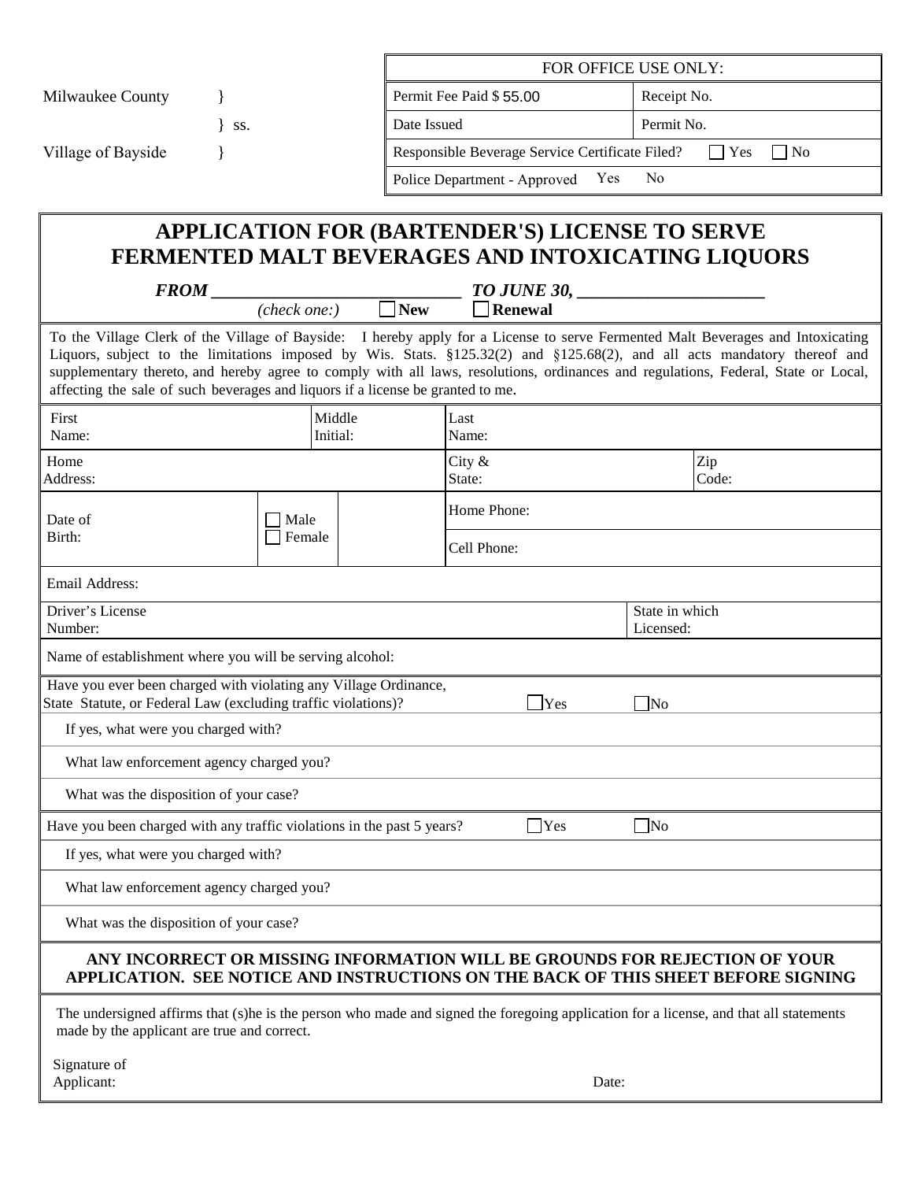Milwaukee County }
} ss.
Village of Bayside }

| FOR OFFICE USE ONLY: | |
|---|---|
| Permit Fee Paid $ 55.00 | Receipt No. |
| Date Issued | Permit No. |
| Responsible Beverage Service Certificate Filed? ☐ Yes ☐ No | |
| Police Department - Approved Yes No | |

# APPLICATION FOR (BARTENDER'S) LICENSE TO SERVE FERMENTED MALT BEVERAGES AND INTOXICATING LIQUORS

***FROM*** ____________________________ ***TO JUNE 30,*** ______________________

*(check one:)* ☐ **New** ☐ **Renewal**

To the Village Clerk of the Village of Bayside: I hereby apply for a License to serve Fermented Malt Beverages and Intoxicating Liquors, subject to the limitations imposed by Wis. Stats. §125.32(2) and §125.68(2), and all acts mandatory thereof and supplementary thereto, and hereby agree to comply with all laws, resolutions, ordinances and regulations, Federal, State or Local, affecting the sale of such beverages and liquors if a license be granted to me.

| First Name: | Middle Initial: | Last Name: | |
|---|---|---|---|
| Home Address: | | City & State: | Zip Code: |
| Date of Birth: | ☐ Male ☐ Female | Home Phone: | |
| | | Cell Phone: | |
| Email Address: | | | |
| Driver's License Number: | | | State in which Licensed: |
| Name of establishment where you will be serving alcohol: | | | |

Have you ever been charged with violating any Village Ordinance, State Statute, or Federal Law (excluding traffic violations)? ☐ Yes ☐ No

If yes, what were you charged with?

What law enforcement agency charged you?

What was the disposition of your case?

Have you been charged with any traffic violations in the past 5 years? ☐ Yes ☐ No

If yes, what were you charged with?

What law enforcement agency charged you?

What was the disposition of your case?

**ANY INCORRECT OR MISSING INFORMATION WILL BE GROUNDS FOR REJECTION OF YOUR APPLICATION. SEE NOTICE AND INSTRUCTIONS ON THE BACK OF THIS SHEET BEFORE SIGNING**

The undersigned affirms that (s)he is the person who made and signed the foregoing application for a license, and that all statements made by the applicant are true and correct.

Signature of Applicant: Date: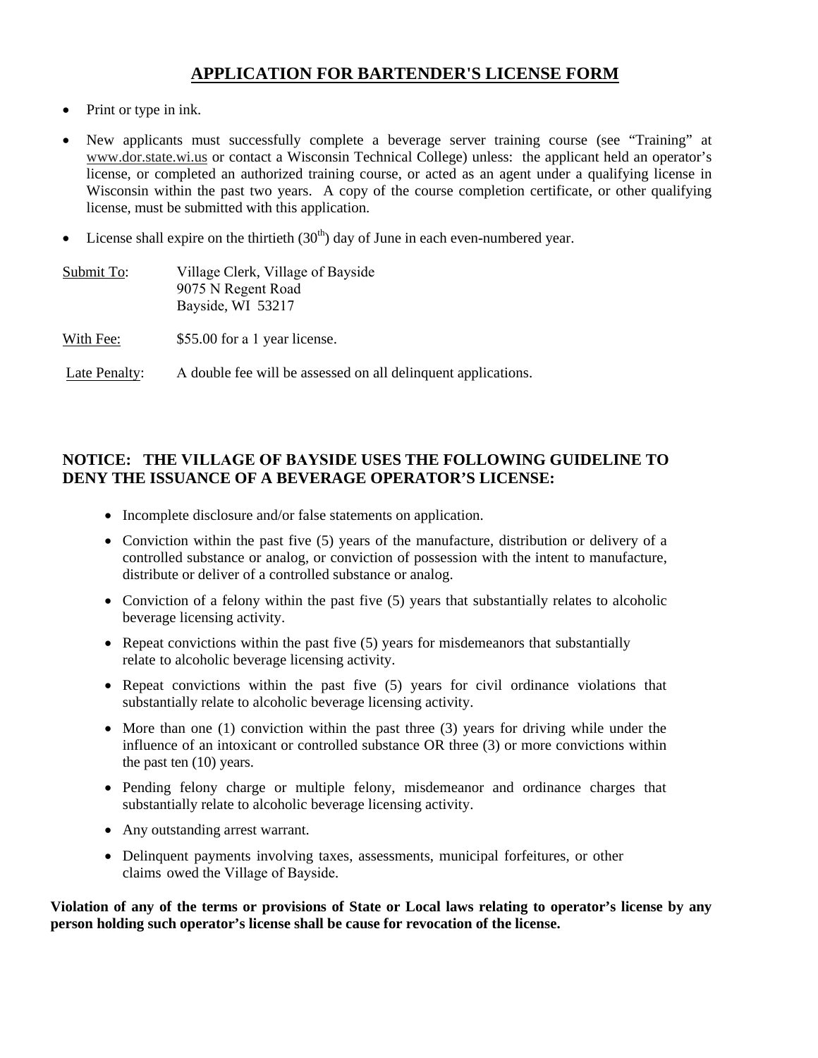# APPLICATION FOR BARTENDER'S LICENSE FORM

- Print or type in ink.
- New applicants must successfully complete a beverage server training course (see "Training" at www.dor.state.wi.us or contact a Wisconsin Technical College) unless: the applicant held an operator's license, or completed an authorized training course, or acted as an agent under a qualifying license in Wisconsin within the past two years. A copy of the course completion certificate, or other qualifying license, must be submitted with this application.
- License shall expire on the thirtieth (30th) day of June in each even-numbered year.

Submit To: Village Clerk, Village of Bayside
9075 N Regent Road
Bayside, WI 53217

With Fee: $55.00 for a 1 year license.

Late Penalty: A double fee will be assessed on all delinquent applications.

## NOTICE: THE VILLAGE OF BAYSIDE USES THE FOLLOWING GUIDELINE TO DENY THE ISSUANCE OF A BEVERAGE OPERATOR'S LICENSE:

- Incomplete disclosure and/or false statements on application.
- Conviction within the past five (5) years of the manufacture, distribution or delivery of a controlled substance or analog, or conviction of possession with the intent to manufacture, distribute or deliver of a controlled substance or analog.
- Conviction of a felony within the past five (5) years that substantially relates to alcoholic beverage licensing activity.
- Repeat convictions within the past five (5) years for misdemeanors that substantially relate to alcoholic beverage licensing activity.
- Repeat convictions within the past five (5) years for civil ordinance violations that substantially relate to alcoholic beverage licensing activity.
- More than one (1) conviction within the past three (3) years for driving while under the influence of an intoxicant or controlled substance OR three (3) or more convictions within the past ten (10) years.
- Pending felony charge or multiple felony, misdemeanor and ordinance charges that substantially relate to alcoholic beverage licensing activity.
- Any outstanding arrest warrant.
- Delinquent payments involving taxes, assessments, municipal forfeitures, or other claims owed the Village of Bayside.

**Violation of any of the terms or provisions of State or Local laws relating to operator's license by any person holding such operator's license shall be cause for revocation of the license.**